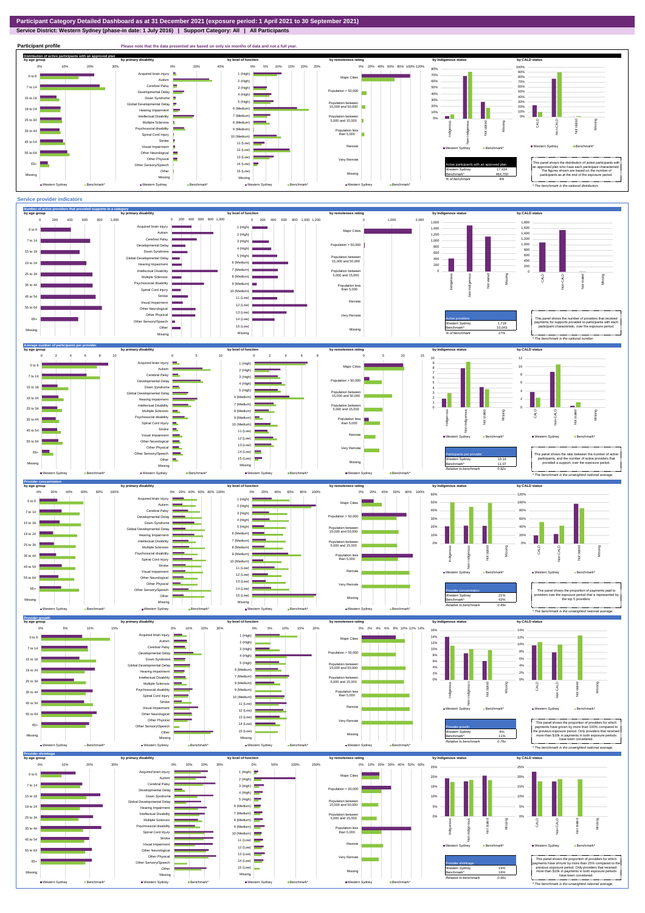# Participant Category Detailed Dashboard as at 31 December 2021 (exposure period: 1 April 2021 to 30 September 2021)

**Service District: Western Sydney (phase-in date: 1 July 2016) | Support Category: All | All Participants**

## Participant profile

Please note that the data presented are based on only six months of data and not a full year.

### Distribution of active participants with an approved plan

by age group | by primary disability | by level of function | by remoteness rating | by Indigenous status | by CALD status

| Active participants with an approved plan | |
|---|---|
| Western Sydney | 17,434 |
| Benchmark* | 484,700 |
| % of benchmark | 4% |

This panel shows the distribution of active participants with an approved plan who have each participant characteristic. The figures shown are based on the number of participants as at the end of the exposure period.

\* The benchmark is the national distribution.

## Service provider indicators

### Number of active providers that provided supports in a category

| Active providers | |
|---|---|
| Western Sydney | 1,719 |
| Benchmark* | 10,043 |
| % of benchmark | 17% |

This panel shows the number of providers that received payments for supports provided to participants with each participant characteristic, over the exposure period.

\* The benchmark is the national number.

### Average number of participants per provider

| Participants per provider | |
|---|---|
| Western Sydney | 10.14 |
| Benchmark* | 11.07 |
| Relative to benchmark | 0.92x |

This panel shows the ratio between the number of active participants, and the number of active providers that provided a support, over the exposure period.

\* The benchmark is the unweighted national average.

### Provider concentration

| Provider concentration | |
|---|---|
| Western Sydney | 21% |
| Benchmark* | 43% |
| Relative to benchmark | 0.49x |

This panel shows the proportion of payments paid to providers over the exposure period that is represented by the top 5 providers.

\* The benchmark is the unweighted national average.

### Provider growth

| Provider growth | |
|---|---|
| Western Sydney | 8% |
| Benchmark* | 11% |
| Relative to benchmark | 0.79x |

This panel shows the proportion of providers for which payments have grown by more than 100% compared to the previous exposure period. Only providers that received more than $10k in payments in both exposure periods have been considered.

\* The benchmark is the unweighted national average.

### Provider shrinkage

| Provider shrinkage | |
|---|---|
| Western Sydney | 19% |
| Benchmark* | 19% |
| Relative to benchmark | 0.95x |

This panel shows the proportion of providers for which payments have shrunk by more than 25% compared to the previous exposure period. Only providers that received more than $10k in payments in both exposure periods have been considered.

\* The benchmark is the unweighted national average.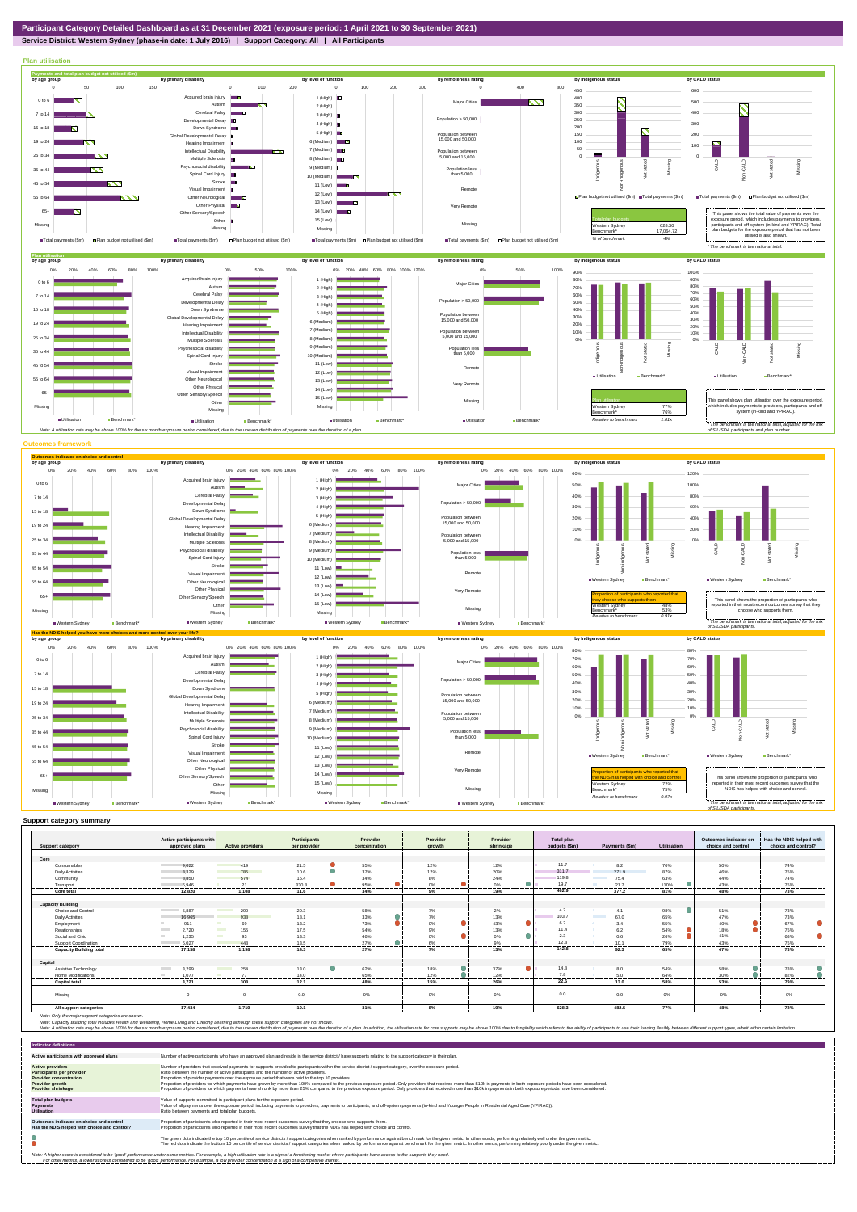# Participant Category Detailed Dashboard as at 31 December 2021 (exposure period: 1 April 2021 to 30 September 2021)

**Service District: Western Sydney (phase-in date: 1 July 2016) | Support Category: All | All Participants**

## Plan utilisation

**Payments and total plan budget not utilised ($m)**

| Total plan budgets | |
|---|---|
| Western Sydney | 628.30 |
| Benchmark* | 17,064.72 |
| % of benchmark | 4% |

This panel shows the total value of payments over the exposure period, which includes payments to providers, participants and off-system (in-kind and YPIRAC). Total plan budgets for the exposure period that has not been utilised is also shown.

* The benchmark is the national total.

**Plan utilisation**

| Plan utilisation | |
|---|---|
| Western Sydney | 77% |
| Benchmark* | 76% |
| Relative to benchmark | 1.01x |

This panel shows plan utilisation over the exposure period, which includes payments to providers, participants and off-system (in-kind and YPIRAC).

* The benchmark is the national total, adjusted for the mix of SIL/SDA participants and plan number.

Note: A utilisation rate may be above 100% for the six month exposure period considered, due to the uneven distribution of payments over the duration of a plan.

## Outcomes framework

**Outcomes indicator on choice and control**

| Proportion of participants who reported that they choose who supports them | |
|---|---|
| Western Sydney | 48% |
| Benchmark* | 53% |
| Relative to benchmark | 0.91x |

This panel shows the proportion of participants who reported in their most recent outcomes survey that they choose who supports them.

* The benchmark is the national total, adjusted for the mix of SIL/SDA participants.

**Has the NDIS helped you have more choices and more control over your life?**

| Proportion of participants who reported that the NDIS has helped with choice and control | |
|---|---|
| Western Sydney | 72% |
| Benchmark* | 75% |
| Relative to benchmark | 0.97x |

This panel shows the proportion of participants who reported in their most recent outcomes survey that the NDIS has helped with choice and control.

* The benchmark is the national total, adjusted for the mix of SIL/SDA participants.

## Support category summary

| Support category | Active participants with approved plans | Active providers | Participants per provider | Provider concentration | Provider growth | Provider shrinkage | Total plan budgets ($m) | Payments ($m) | Utilisation | Outcomes indicator on choice and control | Has the NDIS helped with choice and control? |
|---|---|---|---|---|---|---|---|---|---|---|---|
| **Core** | | | | | | | | | | | |
| Consumables | 9,602 | 419 | 21.5 | 55% | 12% | 12% | 11.7 | 8.2 | 70% | 50% | 74% |
| Daily Activities | 8,329 | 785 | 10.6 | 37% | 12% | 20% | 311.7 | 271.9 | 87% | 46% | 75% |
| Community | 8,850 | 574 | 15.4 | 34% | 8% | 24% | 119.8 | 75.4 | 63% | 44% | 74% |
| Transport | 6,946 | 21 | 330.8 | 95% | 0% | 0% | 19.7 | 21.7 | 110% | 43% | 75% |
| **Core total** | **12,820** | **1,108** | **11.6** | **34%** | **9%** | **19%** | **462.9** | **377.2** | **81%** | **48%** | **73%** |
| **Capacity Building** | | | | | | | | | | | |
| Choice and Control | 5,887 | 290 | 20.3 | 58% | 7% | 2% | 4.2 | 4.1 | 98% | 51% | 73% |
| Daily Activities | 16,965 | 938 | 18.1 | 33% | 7% | 13% | 103.7 | 67.0 | 65% | 47% | 73% |
| Employment | 911 | 69 | 13.2 | 73% | 0% | 43% | 6.2 | 3.4 | 55% | 40% | 67% |
| Relationships | 2,720 | 155 | 17.5 | 54% | 9% | 13% | 11.4 | 6.2 | 54% | 18% | 75% |
| Social and Civic | 1,235 | 93 | 13.3 | 46% | 0% | 0% | 2.3 | 0.6 | 26% | 41% | 68% |
| Support Coordination | 6,027 | 448 | 13.5 | 27% | 6% | 9% | 12.8 | 10.1 | 79% | 43% | 75% |
| **Capacity Building total** | **17,158** | **1,198** | **14.3** | **27%** | **7%** | **13%** | **142.8** | **92.3** | **65%** | **47%** | **73%** |
| **Capital** | | | | | | | | | | | |
| Assistive Technology | 3,299 | 254 | 13.0 | 62% | 18% | 37% | 14.8 | 8.0 | 54% | 58% | 78% |
| Home Modifications | 1,077 | 77 | 14.0 | 65% | 12% | 12% | 7.8 | 5.0 | 64% | 30% | 82% |
| **Capital total** | **3,721** | **308** | **12.1** | **48%** | **15%** | **26%** | **22.5** | **13.0** | **58%** | **53%** | **79%** |
| Missing | 0 | 0 | 0.0 | 0% | 0% | 0% | 0.0 | 0.0 | 0% | 0% | 0% |
| **All support categories** | **17,434** | **1,719** | **10.1** | **31%** | **8%** | **19%** | **628.3** | **482.5** | **77%** | **48%** | **72%** |

Note: Only the major support categories are shown.

Note: Capacity Building total includes Health and Wellbeing, Home Living and Lifelong Learning although these support categories are not shown.

Note: A utilisation rate may be above 100% for the six month exposure period considered, due to the uneven distribution of payments over the duration of a plan. In addition, the utilisation rate for core supports may be above 100% due to fungibility which refers to the ability of participants to use their funding flexibly between different support types, albeit within certain limitation.

## Indicator definitions

| Indicator | Definition |
|---|---|
| **Active participants with approved plans** | Number of active participants who have an approved plan and reside in the service district / have supports relating to the support category in their plan. |
| **Active providers** | Number of providers that received payments for supports provided to participants within the service district / support category, over the exposure period. |
| **Participants per provider** | Ratio between the number of active participants and the number of active providers. |
| **Provider concentration** | Proportion of provider payments over the exposure period that were paid to the top 10 providers. |
| **Provider growth** | Proportion of providers for which payments have grown by more than 100% compared to the previous exposure period. Only providers that received more than $10k in payments in both exposure periods have been considered. |
| **Provider shrinkage** | Proportion of providers for which payments have shrunk by more than 25% compared to the previous exposure period. Only providers that received more than $10k in payments in both exposure periods have been considered. |
| **Total plan budgets** | Value of supports committed in participant plans for the exposure period. |
| **Payments** | Value of all payments over the exposure period, including payments to providers, payments to participants, and off-system payments (in-kind and Younger People In Residential Aged Care (YPIRAC)). |
| **Utilisation** | Ratio between payments and total plan budgets. |
| **Outcomes indicator on choice and control** | Proportion of participants who reported in their most recent outcomes survey that they choose who supports them. |
| **Has the NDIS helped with choice and control?** | Proportion of participants who reported in their most recent outcomes survey that the NDIS has helped with choice and control. |

The green dots indicate the top 10 percentile of service districts / support categories when ranked by performance against benchmark for the given metric. In other words, performing relatively well under the given metric.

The red dots indicate the bottom 10 percentile of service districts / support categories when ranked by performance against benchmark for the given metric. In other words, performing relatively poorly under the given metric.

Note: A higher score is considered to be 'good' performance under some metrics. For example, a high utilisation rate is a sign of a functioning market where participants have access to the supports they need.
For other metrics, a lower score is considered to be 'good' performance. For example, a low provider concentration is a sign of a competitive market.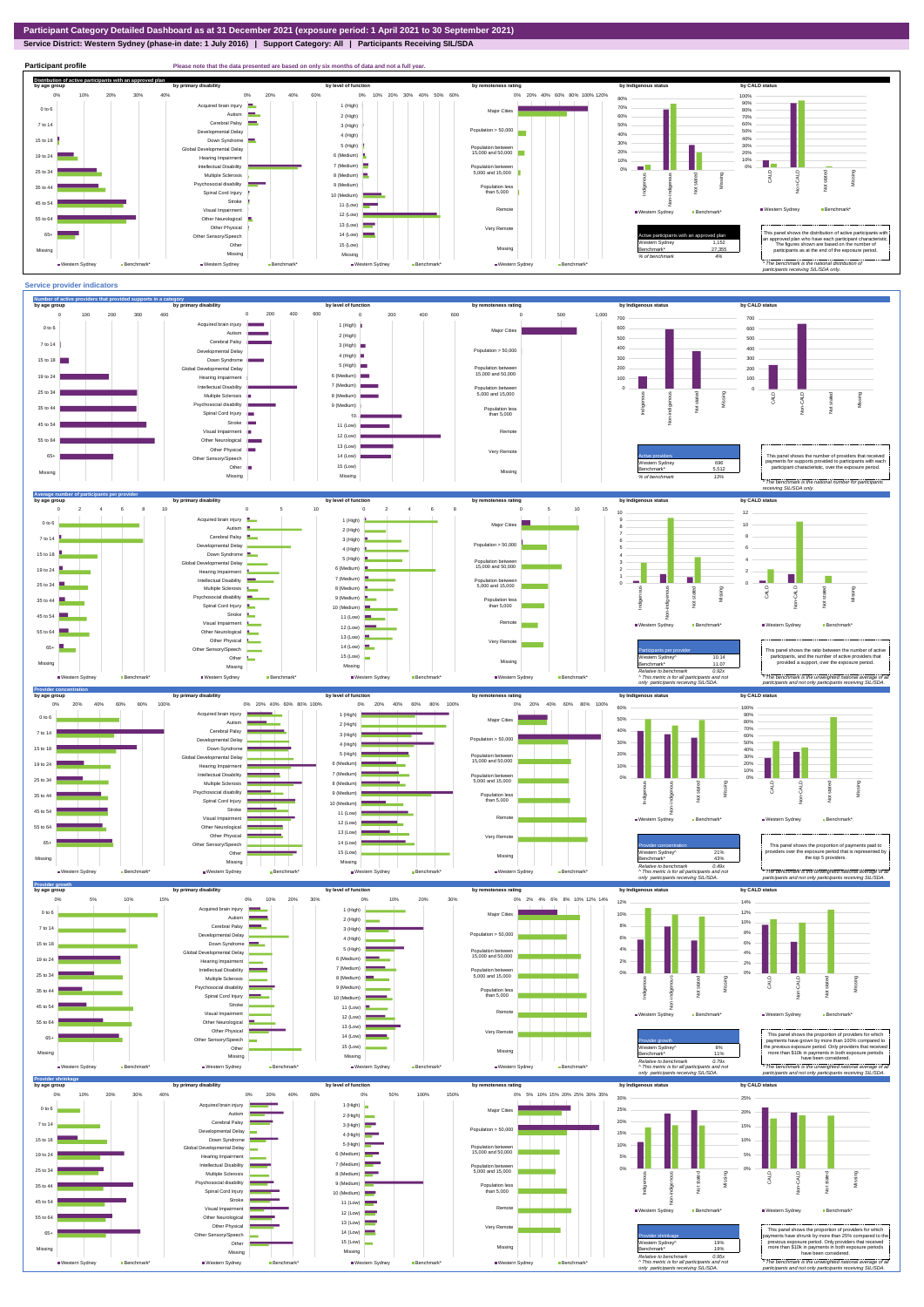# Participant Category Detailed Dashboard as at 31 December 2021 (exposure period: 1 April 2021 to 30 September 2021)

**Service District: Western Sydney (phase-in date: 1 July 2016) | Support Category: All | Participants Receiving SIL/SDA**

## Participant profile

Please note that the data presented are based on only six months of data and not a full year.

### Distribution of active participants with an approved plan

| Active participants with an approved plan | |
|---|---|
| Western Sydney | 1,152 |
| Benchmark* | 27,355 |
| % of benchmark | 4% |

This panel shows the distribution of active participants with an approved plan who have each participant characteristic. The figures shown are based on the number of participants as at the end of the exposure period.

\* The benchmark is the national distribution of participants receiving SIL/SDA only.

## Service provider indicators

### Number of active providers that provided supports in a category

| Active providers | |
|---|---|
| Western Sydney | 696 |
| Benchmark* | 5,512 |
| % of benchmark | 13% |

This panel shows the number of providers that received payments for supports provided to participants with each participant characteristic, over the exposure period.

\* The benchmark is the national number for participants receiving SIL/SDA only.

### Average number of participants per provider

| Participants per provider | |
|---|---|
| Western Sydney^ | 10.14 |
| Benchmark* | 11.07 |
| Relative to benchmark | 0.92x |

^ This metric is for all participants and not only participants receiving SIL/SDA.

This panel shows the ratio between the number of active participants, and the number of active providers that provided a support, over the exposure period.

\* The benchmark is the unweighted national average of all participants and not only participants receiving SIL/SDA.

### Provider concentration

| Provider concentration | |
|---|---|
| Western Sydney^ | 21% |
| Benchmark* | 43% |
| Relative to benchmark | 0.49x |

^ This metric is for all participants and not only participants receiving SIL/SDA.

This panel shows the proportion of payments paid to providers over the exposure period that is represented by the top 5 providers.

\* The benchmark is the unweighted national average of all participants and not only participants receiving SIL/SDA.

### Provider growth

| Provider growth | |
|---|---|
| Western Sydney^ | 8% |
| Benchmark* | 11% |
| Relative to benchmark | 0.70x |

^ This metric is for all participants and not only participants receiving SIL/SDA.

This panel shows the proportion of providers for which payments have grown by more than 100% compared to the previous exposure period. Only providers that received more than $10k in payments in both exposure periods have been considered.

\* The benchmark is the unweighted national average of all participants and not only participants receiving SIL/SDA.

### Provider shrinkage

| Provider shrinkage | |
|---|---|
| Western Sydney^ | 19% |
| Benchmark* | 19% |
| Relative to benchmark | 0.95x |

^ This metric is for all participants and not only participants receiving SIL/SDA.

This panel shows the proportion of providers for which payments have shrunk by more than 25% compared to the previous exposure period. Only providers that received more than $10k in payments in both exposure periods have been considered.

\* The benchmark is the unweighted national average of all participants and not only participants receiving SIL/SDA.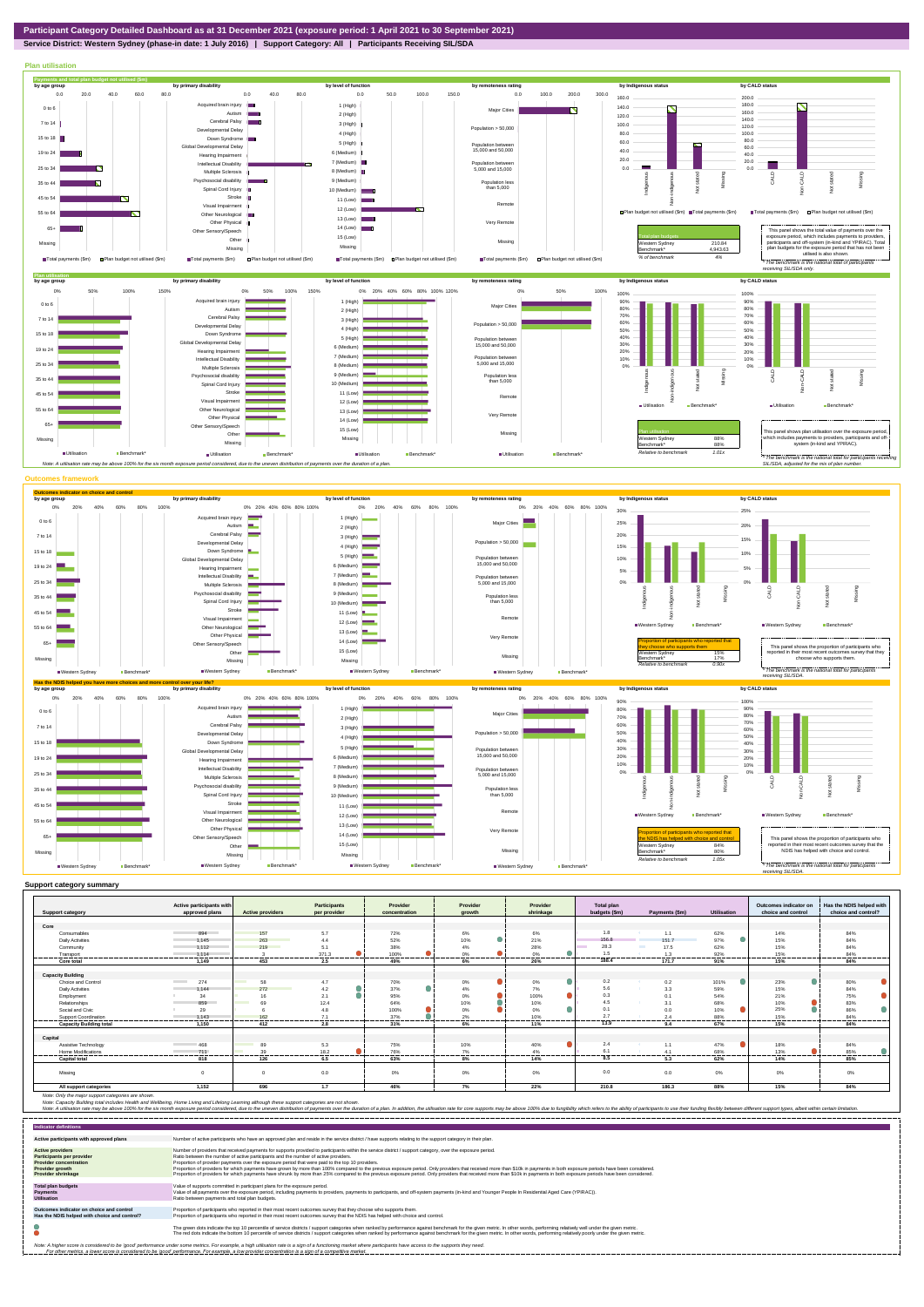**Participant Category Detailed Dashboard as at 31 December 2021 (exposure period: 1 April 2021 to 30 September 2021)**

**Service District: Western Sydney (phase-in date: 1 July 2016) | Support Category: All | Participants Receiving SIL/SDA**

## Plan utilisation

**Payments and total plan budget not utilised ($m)**

| Total plan budgets | |
|---|---|
| Western Sydney | 210.84 |
| Benchmark* | 4,943.63 |
| % of benchmark | 4% |

This panel shows the total value of payments over the exposure period, which includes payments to providers, participants and off-system (in-kind and YPIRAC). Total plan budgets for the exposure period that has not been utilised is also shown.

*The benchmark is the national total for participants receiving SIL/SDA only.

**Plan utilisation**

| Plan utilisation | |
|---|---|
| Western Sydney | 88% |
| Benchmark* | 88% |
| Relative to benchmark | 1.01x |

This panel shows plan utilisation over the exposure period, which includes payments to providers, participants and off-system (in-kind and YPIRAC).

*The benchmark is the national total for participants receiving SIL/SDA, adjusted for the mix of plan number.

Note: A utilisation rate may be above 100% for the six month exposure period considered, due to the uneven distribution of payments over the duration of a plan.

## Outcomes framework

**Outcomes indicator on choice and control**

| Proportion of participants who reported that they choose who supports them | |
|---|---|
| Western Sydney | 15% |
| Benchmark* | 17% |
| Relative to benchmark | 0.90x |

This panel shows the proportion of participants who reported in their most recent outcomes survey that they choose who supports them.

*The benchmark is the national total for participants receiving SIL/SDA.

**Has the NDIS helped you have more choices and more control over your life?**

| Proportion of participants who reported that the NDIS has helped with choice and control | |
|---|---|
| Western Sydney | 84% |
| Benchmark* | 80% |
| Relative to benchmark | 1.05x |

This panel shows the proportion of participants who reported in their most recent outcomes survey that the NDIS has helped with choice and control.

*The benchmark is the national total for participants receiving SIL/SDA.

## Support category summary

| Support category | Active participants with approved plans | Active providers | Participants per provider | Provider concentration | Provider growth | Provider shrinkage | Total plan budgets ($m) | Payments ($m) | Utilisation | Outcomes indicator on choice and control | Has the NDIS helped with choice and control? |
|---|---|---|---|---|---|---|---|---|---|---|---|
| **Core** | | | | | | | | | | | |
| Consumables | 894 | 157 | 5.7 | 72% | 6% | 6% | 1.8 | 1.1 | 62% | 14% | 84% |
| Daily Activities | 1,145 | 263 | 4.4 | 52% | 10% | 21% | 156.8 | 151.7 | 97% | 15% | 84% |
| Community | 1,112 | 219 | 5.1 | 38% | 4% | 28% | 28.3 | 17.5 | 62% | 15% | 84% |
| Transport | 1,114 | 3 | 371.3 | 100% | 0% | 0% | 1.5 | 1.3 | 92% | 15% | 84% |
| **Core total** | **1,149** | **453** | **2.5** | **49%** | **6%** | **26%** | **188.4** | **171.7** | **91%** | **15%** | **84%** |
| **Capacity Building** | | | | | | | | | | | |
| Choice and Control | 274 | 58 | 4.7 | 70% | 0% | 0% | 0.2 | 0.2 | 101% | 23% | 80% |
| Daily Activities | 1,144 | 272 | 4.2 | 37% | 4% | 7% | 5.6 | 3.3 | 59% | 15% | 84% |
| Employment | 34 | 16 | 2.1 | 95% | 0% | 100% | 0.3 | 0.1 | 54% | 21% | 75% |
| Relationships | 859 | 69 | 12.4 | 64% | 10% | 10% | 4.5 | 3.1 | 68% | 10% | 83% |
| Social and Civic | 29 | 6 | 4.8 | 100% | 0% | 0% | 0.1 | 0.0 | 10% | 25% | 86% |
| Support Coordination | 1,143 | 162 | 7.1 | 37% | 2% | 10% | 2.7 | 2.4 | 88% | 15% | 84% |
| **Capacity Building total** | **1,150** | **412** | **2.8** | **31%** | **6%** | **11%** | **13.5** | **9.4** | **67%** | **15%** | **84%** |
| **Capital** | | | | | | | | | | | |
| Assistive Technology | 468 | 89 | 5.3 | 75% | 10% | 40% | 2.4 | 1.1 | 47% | 18% | 84% |
| Home Modifications | 711 | 39 | 18.2 | 76% | 7% | 4% | 6.1 | 4.1 | 68% | 13% | 85% |
| **Capital total** | **818** | **126** | **6.5** | **63%** | **8%** | **14%** | **8.5** | **5.3** | **62%** | **14%** | **85%** |
| Missing | 0 | 0 | 0.0 | 0% | 0% | 0% | 0.0 | 0.0 | 0% | 0% | 0% |
| **All support categories** | **1,152** | **696** | **1.7** | **46%** | **7%** | **22%** | **210.8** | **186.3** | **88%** | **15%** | **84%** |

Note: Only the major support categories are shown.

Note: Capacity Building total includes Health and Wellbeing, Home Living and Lifelong Learning although these support categories are not shown.

Note: A utilisation rate may be above 100% for the six month exposure period considered, due to the uneven distribution of payments over the duration of a plan. In addition, the utilisation rate for core supports may be above 100% due to fungibility which refers to the ability of participants to use their funding flexibly between different support types, albeit within certain limitation.

## Indicator definitions

| Indicator | Definition |
|---|---|
| Active participants with approved plans | Number of active participants who have an approved plan and reside in the service district / have supports relating to the support category in their plan. |
| Active providers | Number of providers that received payments for supports provided to participants within the service district / support category, over the exposure period. |
| Participants per provider | Ratio between the number of active participants and the number of active providers. |
| Provider concentration | Proportion of provider payments over the exposure period that were paid to the top 10 providers. |
| Provider growth | Proportion of providers for which payments have grown by more than 100% compared to the previous exposure period. Only providers that received more than $10k in payments in both exposure periods have been considered. |
| Provider shrinkage | Proportion of providers for which payments have shrunk by more than 25% compared to the previous exposure period. Only providers that received more than $10k in payments in both exposure periods have been considered. |
| Total plan budgets | Value of supports committed in participant plans for the exposure period. |
| Payments | Value of all payments over the exposure period, including payments to providers, payments to participants, and off-system payments (in-kind and Younger People In Residential Aged Care (YPIRAC)). |
| Utilisation | Ratio between payments and total plan budgets. |
| Outcomes indicator on choice and control | Proportion of participants who reported in their most recent outcomes survey that they choose who supports them. |
| Has the NDIS helped with choice and control? | Proportion of participants who reported in their most recent outcomes survey that the NDIS has helped with choice and control. |

The green dots indicate the top 10 percentile of service districts / support categories when ranked by performance against benchmark for the given metric. In other words, performing relatively well under the given metric.

The red dots indicate the bottom 10 percentile of service districts / support categories when ranked by performance against benchmark for the given metric. In other words, performing relatively poorly under the given metric.

Note: A higher score is considered to be 'good' performance under some metrics. For example, a high utilisation rate is a sign of a functioning market where participants have access to the supports they need.
For other metrics, a lower score is considered to be 'good' performance. For example, a low provider concentration is a sign of a competitive market.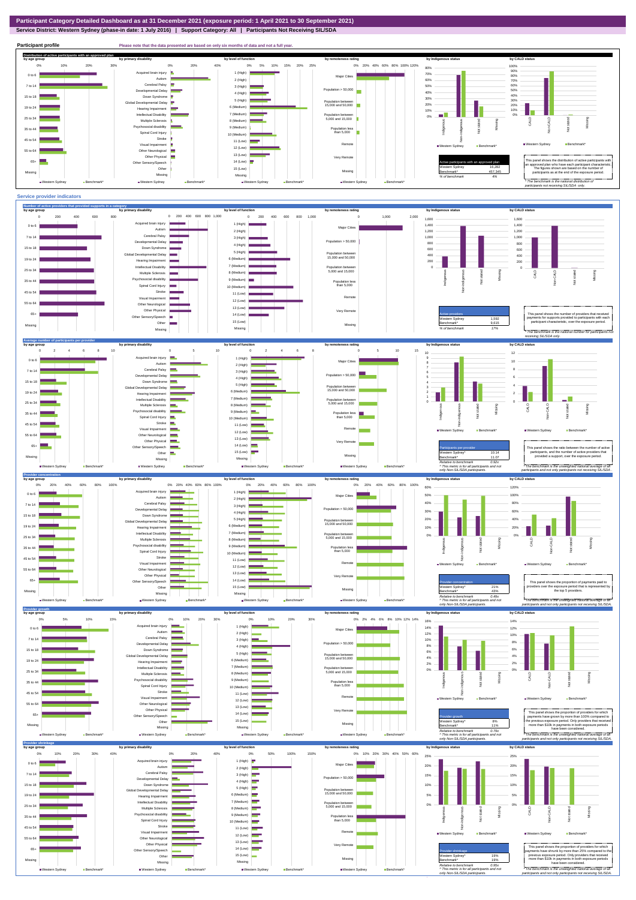# Participant Category Detailed Dashboard as at 31 December 2021 (exposure period: 1 April 2021 to 30 September 2021)

**Service District: Western Sydney (phase-in date: 1 July 2016) | Support Category: All | Participants Not Receiving SIL/SDA**

## Participant profile

Please note that the data presented are based on only six months of data and not a full year.

### Distribution of active participants with an approved plan

| Active participants with an approved plan | |
|---|---|
| Western Sydney | 16,282 |
| Benchmark* | 457,345 |
| % of benchmark | 4% |

This panel shows the distribution of active participants with an approved plan who have each participant characteristic. The figures shown are based on the number of participants as at the end of the exposure period.

*The benchmark is the national distribution of participants not receiving SIL/SDA only.

## Service provider indicators

### Number of active providers that provided supports in a category

| Active providers | |
|---|---|
| Western Sydney | 1,592 |
| Benchmark* | 9,615 |
| % of benchmark | 17% |

This panel shows the number of providers that received payments for supports provided to participants with each participant characteristic, over the exposure period.

*The benchmark is the national number for participants not receiving SIL/SDA only.

### Average number of participants per provider

| Participants per provider | |
|---|---|
| Western Sydney^ | 10.14 |
| Benchmark* | 11.07 |
| Relative to benchmark | 0.92x |

This panel shows the ratio between the number of active participants and the number of active providers that provided a support, over the exposure period.

^ This metric is for all participants and not only Non-SIL/SDA participants.

*The benchmark is the unweighted national average of all participants and not only participants not receiving SIL/SDA.

### Provider concentration

| Provider concentration | |
|---|---|
| Western Sydney^ | 21% |
| Benchmark* | 43% |
| Relative to benchmark | 0.49x |

This panel shows the proportion of payments paid to providers over the exposure period that is represented by the top 5 providers.

^ This metric is for all participants and not only Non-SIL/SDA participants.

*The benchmark is the unweighted national average of all participants and not only participants not receiving SIL/SDA.

### Provider growth

| Provider growth | |
|---|---|
| Western Sydney^ | 8% |
| Benchmark* | 11% |
| Relative to benchmark | 0.70x |

This panel shows the proportion of providers for which payments have grown by more than 100% compared to the previous exposure period. Only providers that received more than $10k in payments in both exposure periods have been considered.

^ This metric is for all participants and not only Non-SIL/SDA participants.

*The benchmark is the unweighted national average of all participants and not only participants not receiving SIL/SDA.

### Provider shrinkage

| Provider shrinkage | |
|---|---|
| Western Sydney^ | 19% |
| Benchmark* | 19% |
| Relative to benchmark | 0.98x |

This panel shows the proportion of providers for which payments have shrunk by more than 25% compared to the previous exposure period. Only providers that received more than $10k in payments in both exposure periods have been considered.

^ This metric is for all participants and not only Non-SIL/SDA participants.

*The benchmark is the unweighted national average of all participants and not only participants not receiving SIL/SDA.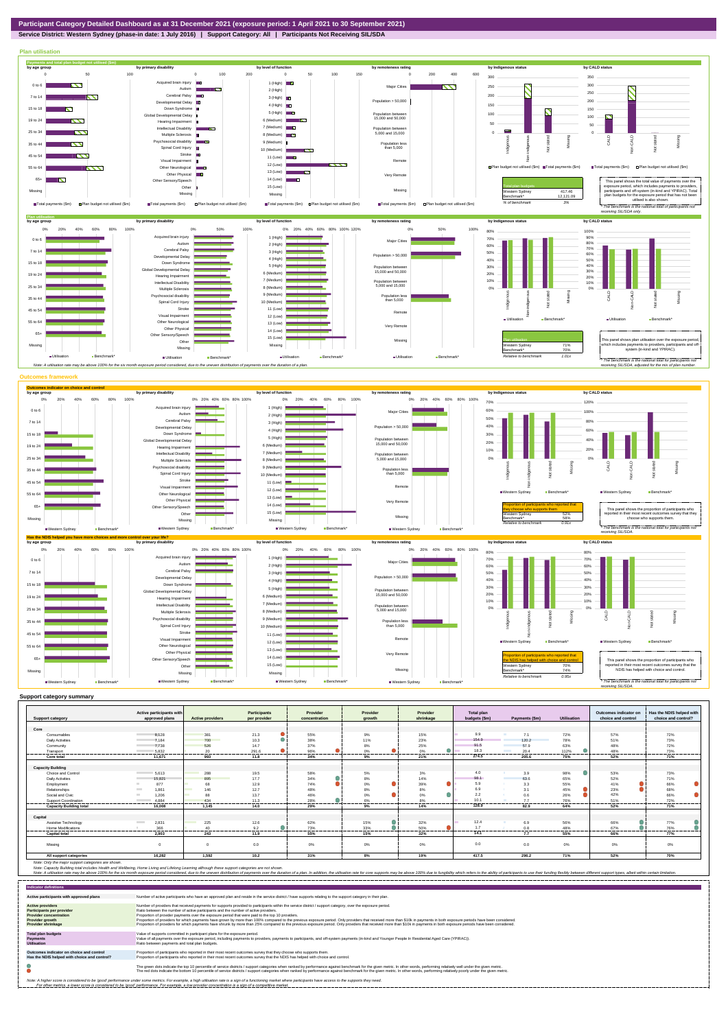# Participant Category Detailed Dashboard as at 31 December 2021 (exposure period: 1 April 2021 to 30 September 2021)

**Service District: Western Sydney (phase-in date: 1 July 2016) | Support Category: All | Participants Not Receiving SIL/SDA**

## Plan utilisation

### Payments and total plan budget not utilised ($m)

by age group
0 to 6
7 to 14
15 to 18
19 to 24
25 to 34
35 to 44
45 to 54
55 to 64
65+
Missing
0 50 100
Total payments ($m) Plan budget not utilised ($m)

by primary disability
Acquired brain injury
Autism
Cerebral Palsy
Developmental Delay
Down Syndrome
Global Developmental Delay
Hearing Impairment
Intellectual Disability
Multiple Sclerosis
Psychosocial disability
Spinal Cord Injury
Stroke
Visual Impairment
Other Neurological
Other Physical
Other Sensory/Speech
Other
Missing
0 100 200
Total payments ($m) Plan budget not utilised ($m)

by level of function
1 (High)
2 (High)
3 (High)
4 (High)
5 (High)
6 (Medium)
7 (Medium)
8 (Medium)
9 (Medium)
10 (Medium)
11 (Low)
12 (Low)
13 (Low)
14 (Low)
15 (Low)
Missing
0 50 100 150
Total payments ($m) Plan budget not utilised ($m)

by remoteness rating
Major Cities
Population > 50,000
Population between 15,000 and 50,000
Population between 5,000 and 15,000
Population less than 5,000
Remote
Very Remote
Missing
0 200 400 600
Total payments ($m) Plan budget not utilised ($m)

by Indigenous status
300 250 200 150 100 50 0
Indigenous
Non-indigenous
Not stated
Missing
Plan budget not utilised ($m) Total payments ($m)

| Total plan budgets | |
|---|---|
| Western Sydney | 417.46 |
| Benchmark* | 12,121.09 |
| % of benchmark | 3% |

by CALD status
350 300 250 200 150 100 50 0
CALD
Non-CALD
Not stated
Missing
Total payments ($m) Plan budget not utilised ($m)

This panel shows the total value of payments over the exposure period, which includes payments to providers, participants and off-system (in-kind and YPIRAC). Total plan budgets for the exposure period that has not been utilised is also shown.

*The benchmark is the national total for participants not receiving SIL/SDA only.

### Plan utilisation

by age group
0% 20% 40% 60% 80% 100%
Utilisation Benchmark*

by primary disability
0% 50% 100%
Utilisation Benchmark*

by level of function
0% 20% 40% 60% 80% 100% 120%
Utilisation Benchmark*

by remoteness rating
0% 50% 100%
Utilisation Benchmark*

by Indigenous status
80% 70% 60% 50% 40% 30% 20% 10% 0%
Utilisation Benchmark*

| Plan utilisation | |
|---|---|
| Western Sydney | 71% |
| Benchmark* | 70% |
| Relative to benchmark | 1.01x |

by CALD status
100% 90% 80% 70% 60% 50% 40% 30% 20% 10% 0%
Utilisation Benchmark*

This panel shows plan utilisation over the exposure period, which includes payments to providers, participants and off-system (in-kind and YPIRAC).

*The benchmark is the national total for participants not receiving SIL/SDA, adjusted for the mix of plan number.

*Note: A utilisation rate may be above 100% for the six month exposure period considered, due to the uneven distribution of payments over the duration of a plan.*

## Outcomes framework

### Outcomes indicator on choice and control

by age group / by primary disability / by level of function / by remoteness rating / by Indigenous status / by CALD status
Western Sydney Benchmark*

| Proportion of participants who reported that they choose who supports them | |
|---|---|
| Western Sydney | 52% |
| Benchmark* | 58% |
| Relative to benchmark | 0.91x |

This panel shows the proportion of participants who reported in their most recent outcomes survey that they choose who supports them.

*The benchmark is the national total for participants not receiving SIL/SDA.

### Has the NDIS helped you have more choices and more control over your life?

by age group / by primary disability / by level of function / by remoteness rating / by Indigenous status / by CALD status
Western Sydney Benchmark*

| Proportion of participants who reported that the NDIS has helped with choice and control | |
|---|---|
| Western Sydney | 70% |
| Benchmark* | 74% |
| Relative to benchmark | 0.95x |

This panel shows the proportion of participants who reported in their most recent outcomes survey that the NDIS has helped with choice and control.

*The benchmark is the national total for participants not receiving SIL/SDA.

## Support category summary

| Support category | Active participants with approved plans | Active providers | Participants per provider | Provider concentration | Provider growth | Provider shrinkage | Total plan budgets ($m) | Payments ($m) | Utilisation | Outcomes indicator on choice and control | Has the NDIS helped with choice and control? |
|---|---|---|---|---|---|---|---|---|---|---|---|
| **Core** | | | | | | | | | | | |
| Consumables | 8,128 | 381 | 21.3 | 55% | 9% | 15% | 9.9 | 7.1 | 72% | 57% | 72% |
| Daily Activities | 7,184 | 700 | 10.3 | 38% | 11% | 23% | 154.9 | 120.2 | 78% | 51% | 73% |
| Community | 7,716 | 526 | 14.7 | 37% | 8% | 25% | 91.5 | 57.9 | 63% | 48% | 72% |
| Transport | 5,832 | 20 | 291.6 | 96% | 0% | 0% | 18.3 | 20.4 | 112% | 48% | 73% |
| **Core total** | **11,671** | **993** | **11.8** | **34%** | **9%** | **21%** | **274.6** | **205.6** | **75%** | **52%** | **71%** |
| **Capacity Building** | | | | | | | | | | | |
| Choice and Control | 5,613 | 288 | 19.5 | 58% | 5% | 3% | 4.0 | 3.9 | 98% | 53% | 73% |
| Daily Activities | 15,821 | 895 | 17.7 | 34% | 8% | 14% | 98.1 | 63.6 | 65% | 52% | 71% |
| Employment | 877 | 68 | 12.9 | 74% | 0% | 39% | 5.9 | 3.3 | 55% | 41% | 66% |
| Relationships | 1,861 | 146 | 12.7 | 48% | 8% | 8% | 6.9 | 3.1 | 45% | 23% | 66% |
| Social and Civic | 1,206 | 88 | 13.7 | 46% | 0% | 0% | 2.2 | 0.6 | 26% | 42% | 66% |
| Support Coordination | 4,884 | 434 | 11.3 | 28% | 6% | 8% | 10.1 | 7.7 | 76% | 51% | 72% |
| **Capacity Building total** | **16,008** | **1,145** | **14.0** | **29%** | **9%** | **14%** | **128.0** | **82.9** | **64%** | **52%** | **71%** |
| **Capital** | | | | | | | | | | | |
| Assistive Technology | 2,831 | 225 | 12.6 | 62% | 15% | 32% | 12.4 | 6.9 | 56% | 66% | 77% |
| Home Modifications | 366 | 40 | 9.2 | 73% | 33% | 50% | 1.7 | 0.8 | 48% | 67% | 76% |
| **Capital total** | **2,903** | **243** | **11.9** | **55%** | **15%** | **32%** | **14.1** | **7.7** | **55%** | **66%** | **77%** |
| Missing | 0 | 0 | 0.0 | 0% | 0% | 0% | 0.0 | 0.0 | 0% | 0% | 0% |
| **All support categories** | **16,282** | **1,592** | **10.2** | **31%** | **8%** | **19%** | **417.5** | **296.2** | **71%** | **52%** | **70%** |

*Note: Only the major support categories are shown.*
*Note: Capacity Building total includes Health and Wellbeing, Home Living and Lifelong Learning although these support categories are not shown.*
*Note: A utilisation rate may be above 100% for the six month exposure period considered, due to the uneven distribution of payments over the duration of a plan. In addition, the utilisation rate for core supports may be above 100% due to fungibility which refers to the ability of participants to use their funding flexibly between different support types, albeit within certain limitation.*

## Indicator definitions

| | |
|---|---|
| **Active participants with approved plans** | Number of active participants who have an approved plan and reside in the service district / have supports relating to the support category in their plan. |
| **Active providers** | Number of providers that received payments for supports provided to participants within the service district / support category, over the exposure period. |
| **Participants per provider** | Ratio between the number of active participants and the number of active providers. |
| **Provider concentration** | Proportion of provider payments over the exposure period that were paid to the top 10 providers. |
| **Provider growth** | Proportion of providers for which payments have grown by more than 100% compared to the previous exposure period. Only providers that received more than $10k in payments in both exposure periods have been considered. |
| **Provider shrinkage** | Proportion of providers for which payments have shrunk by more than 25% compared to the previous exposure period. Only providers that received more than $10k in payments in both exposure periods have been considered. |
| **Total plan budgets** | Value of supports committed in participant plans for the exposure period. |
| **Payments** | Value of all payments over the exposure period, including payments to providers, payments to participants, and off-system payments (in-kind and Younger People In Residential Aged Care (YPIRAC)). |
| **Utilisation** | Ratio between payments and total plan budgets. |
| **Outcomes indicator on choice and control** | Proportion of participants who reported in their most recent outcomes survey that they choose who supports them. |
| **Has the NDIS helped with choice and control?** | Proportion of participants who reported in their most recent outcomes survey that the NDIS has helped with choice and control. |

The green dots indicate the top 10 percentile of service districts / support categories when ranked by performance against benchmark for the given metric. In other words, performing relatively well under the given metric.
The red dots indicate the bottom 10 percentile of service districts / support categories when ranked by performance against benchmark for the given metric. In other words, performing relatively poorly under the given metric.

*Note: A higher score is considered to be 'good' performance under some metrics. For example, a high utilisation rate is a sign of a functioning market where participants have access to the supports they need.*
*For other metrics, a lower score is considered to be 'good' performance. For example, a low provider concentration is a sign of a competitive market.*